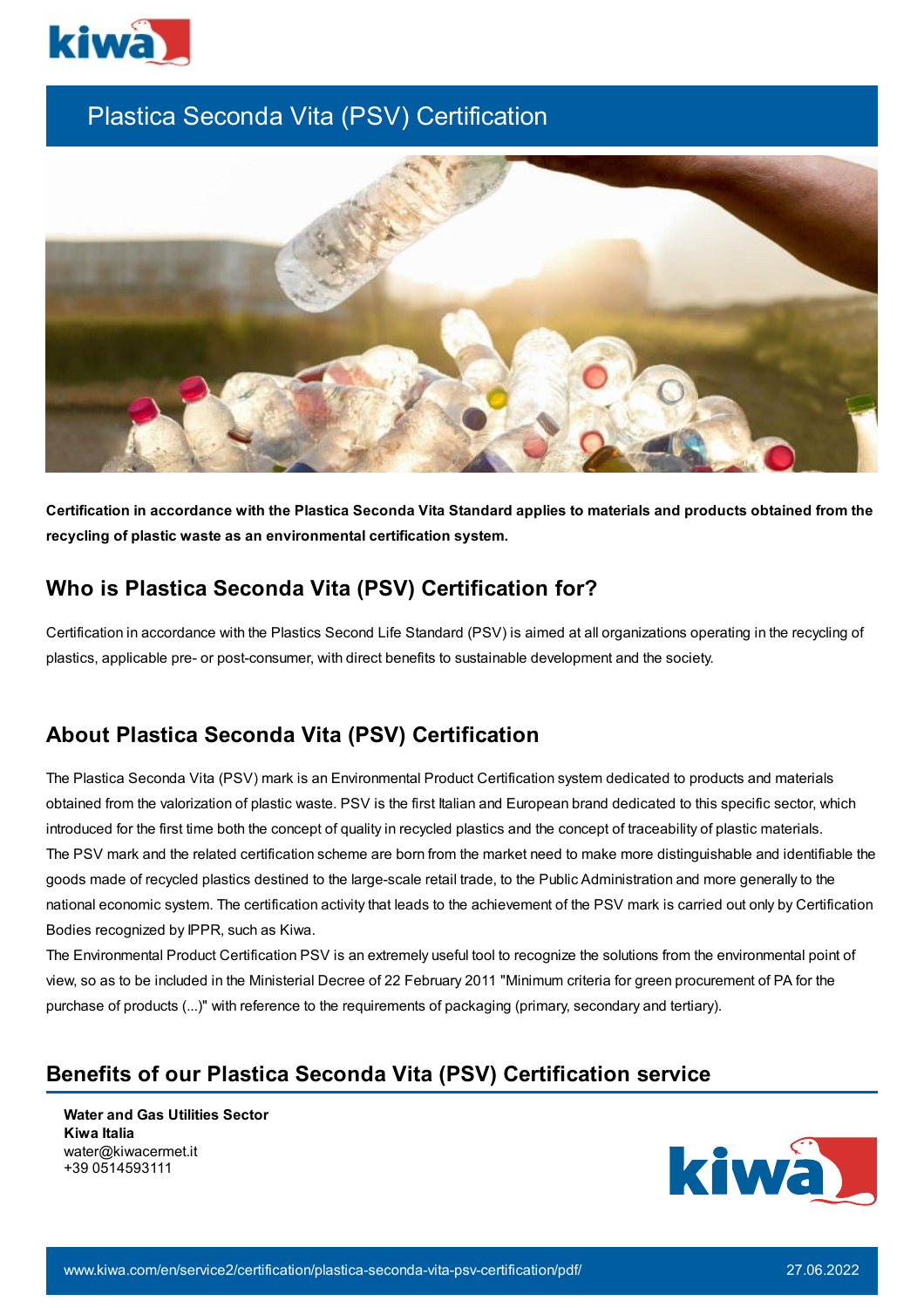# Plastica Seconda Vita (PSV) Certification

**Certification in accordance with the Plastica Seconda Vita Standard applies to materials and products obtained from the recycling of plastic waste as an environmental certification system.**

## Who is Plastica Seconda Vita (PSV) Certification for?

Certification in accordance with the Plastics Second Life Standard (PSV) is aimed at all organizations operating in the recycling of plastics, applicable pre- or post-consumer, with direct benefits to sustainable development and the society.

## About Plastica Seconda Vita (PSV) Certification

The Plastica Seconda Vita (PSV) mark is an Environmental Product Certification system dedicated to products and materials obtained from the valorization of plastic waste. PSV is the first Italian and European brand dedicated to this specific sector, which introduced for the first time both the concept of quality in recycled plastics and the concept of traceability of plastic materials.
The PSV mark and the related certification scheme are born from the market need to make more distinguishable and identifiable the goods made of recycled plastics destined to the large-scale retail trade, to the Public Administration and more generally to the national economic system. The certification activity that leads to the achievement of the PSV mark is carried out only by Certification Bodies recognized by IPPR, such as Kiwa.
The Environmental Product Certification PSV is an extremely useful tool to recognize the solutions from the environmental point of view, so as to be included in the Ministerial Decree of 22 February 2011 "Minimum criteria for green procurement of PA for the purchase of products (...)" with reference to the requirements of packaging (primary, secondary and tertiary).

## Benefits of our Plastica Seconda Vita (PSV) Certification service

**Water and Gas Utilities Sector**
**Kiwa Italia**
water@kiwacermet.it
+39 0514593111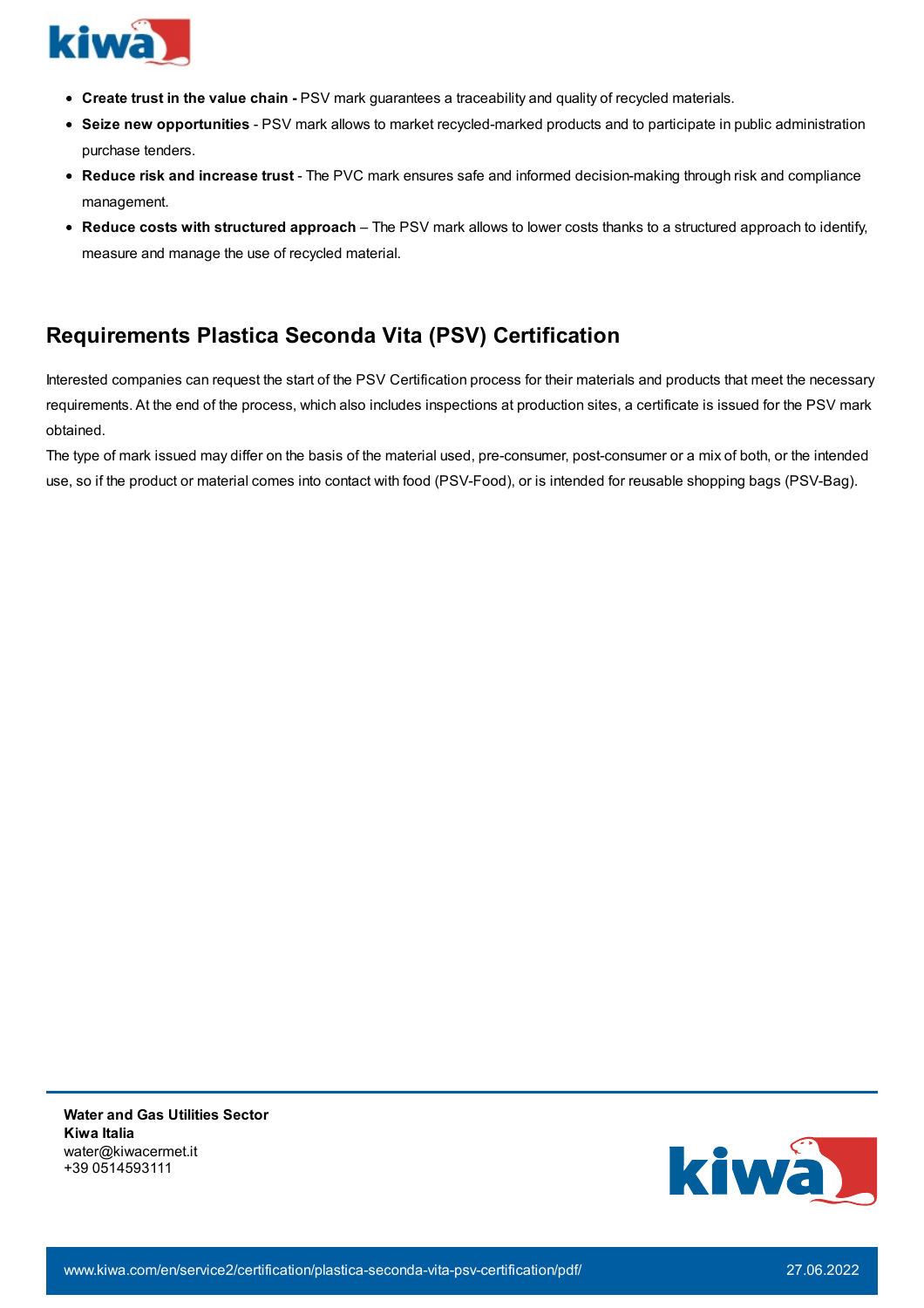- **Create trust in the value chain -** PSV mark guarantees a traceability and quality of recycled materials.
- **Seize new opportunities** - PSV mark allows to market recycled-marked products and to participate in public administration purchase tenders.
- **Reduce risk and increase trust** - The PVC mark ensures safe and informed decision-making through risk and compliance management.
- **Reduce costs with structured approach** – The PSV mark allows to lower costs thanks to a structured approach to identify, measure and manage the use of recycled material.

## Requirements Plastica Seconda Vita (PSV) Certification

Interested companies can request the start of the PSV Certification process for their materials and products that meet the necessary requirements. At the end of the process, which also includes inspections at production sites, a certificate is issued for the PSV mark obtained.

The type of mark issued may differ on the basis of the material used, pre-consumer, post-consumer or a mix of both, or the intended use, so if the product or material comes into contact with food (PSV-Food), or is intended for reusable shopping bags (PSV-Bag).

**Water and Gas Utilities Sector**
**Kiwa Italia**
water@kiwacermet.it
+39 0514593111